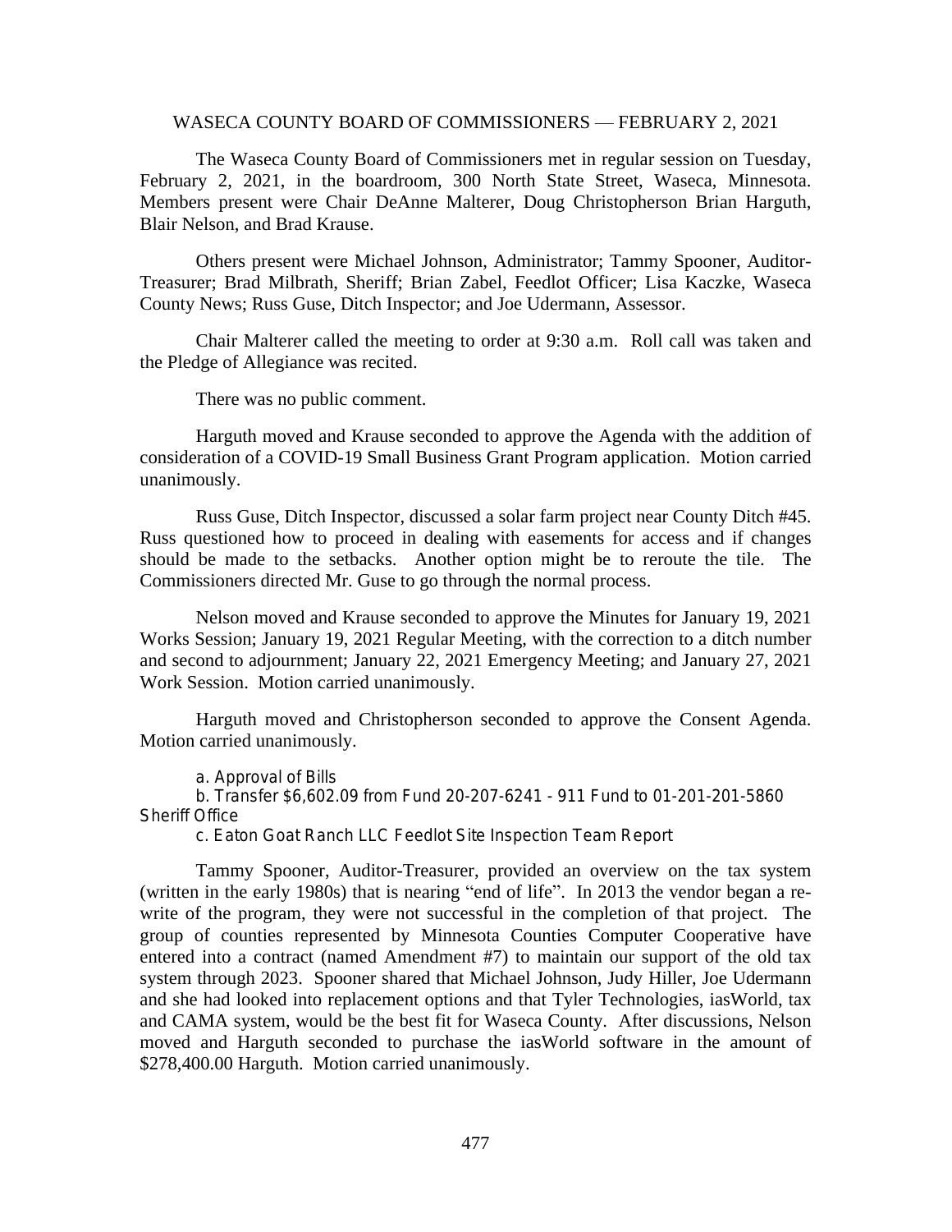WASECA COUNTY BOARD OF COMMISSIONERS — FEBRUARY 2, 2021

The Waseca County Board of Commissioners met in regular session on Tuesday, February 2, 2021, in the boardroom, 300 North State Street, Waseca, Minnesota. Members present were Chair DeAnne Malterer, Doug Christopherson Brian Harguth, Blair Nelson, and Brad Krause.

Others present were Michael Johnson, Administrator; Tammy Spooner, Auditor-Treasurer; Brad Milbrath, Sheriff; Brian Zabel, Feedlot Officer; Lisa Kaczke, Waseca County News; Russ Guse, Ditch Inspector; and Joe Udermann, Assessor.

Chair Malterer called the meeting to order at 9:30 a.m. Roll call was taken and the Pledge of Allegiance was recited.

There was no public comment.

Harguth moved and Krause seconded to approve the Agenda with the addition of consideration of a COVID-19 Small Business Grant Program application. Motion carried unanimously.

Russ Guse, Ditch Inspector, discussed a solar farm project near County Ditch #45. Russ questioned how to proceed in dealing with easements for access and if changes should be made to the setbacks. Another option might be to reroute the tile. The Commissioners directed Mr. Guse to go through the normal process.

Nelson moved and Krause seconded to approve the Minutes for January 19, 2021 Works Session; January 19, 2021 Regular Meeting, with the correction to a ditch number and second to adjournment; January 22, 2021 Emergency Meeting; and January 27, 2021 Work Session. Motion carried unanimously.

Harguth moved and Christopherson seconded to approve the Consent Agenda. Motion carried unanimously.

a. Approval of Bills
b. Transfer $6,602.09 from Fund 20-207-6241 - 911 Fund to 01-201-201-5860 Sheriff Office
c. Eaton Goat Ranch LLC Feedlot Site Inspection Team Report

Tammy Spooner, Auditor-Treasurer, provided an overview on the tax system (written in the early 1980s) that is nearing "end of life". In 2013 the vendor began a re-write of the program, they were not successful in the completion of that project. The group of counties represented by Minnesota Counties Computer Cooperative have entered into a contract (named Amendment #7) to maintain our support of the old tax system through 2023. Spooner shared that Michael Johnson, Judy Hiller, Joe Udermann and she had looked into replacement options and that Tyler Technologies, iasWorld, tax and CAMA system, would be the best fit for Waseca County. After discussions, Nelson moved and Harguth seconded to purchase the iasWorld software in the amount of $278,400.00 Harguth. Motion carried unanimously.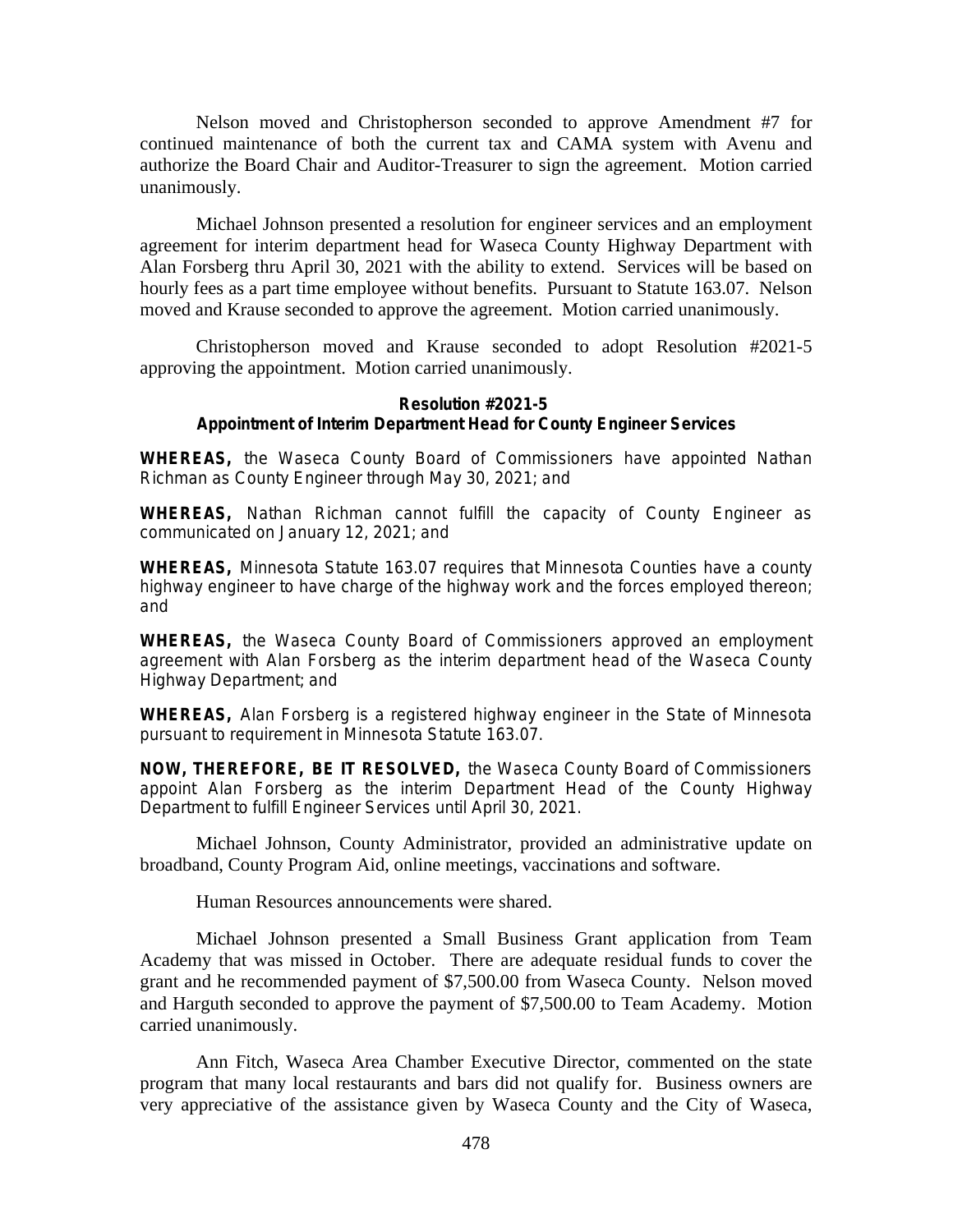Nelson moved and Christopherson seconded to approve Amendment #7 for continued maintenance of both the current tax and CAMA system with Avenu and authorize the Board Chair and Auditor-Treasurer to sign the agreement. Motion carried unanimously.

Michael Johnson presented a resolution for engineer services and an employment agreement for interim department head for Waseca County Highway Department with Alan Forsberg thru April 30, 2021 with the ability to extend. Services will be based on hourly fees as a part time employee without benefits. Pursuant to Statute 163.07. Nelson moved and Krause seconded to approve the agreement. Motion carried unanimously.

Christopherson moved and Krause seconded to adopt Resolution #2021-5 approving the appointment. Motion carried unanimously.

**Resolution #2021-5**
**Appointment of Interim Department Head for County Engineer Services**

**WHEREAS,** the Waseca County Board of Commissioners have appointed Nathan Richman as County Engineer through May 30, 2021; and

**WHEREAS,** Nathan Richman cannot fulfill the capacity of County Engineer as communicated on January 12, 2021; and

**WHEREAS,** Minnesota Statute 163.07 requires that Minnesota Counties have a county highway engineer to have charge of the highway work and the forces employed thereon; and

**WHEREAS,** the Waseca County Board of Commissioners approved an employment agreement with Alan Forsberg as the interim department head of the Waseca County Highway Department; and

**WHEREAS,** Alan Forsberg is a registered highway engineer in the State of Minnesota pursuant to requirement in Minnesota Statute 163.07.

**NOW, THEREFORE, BE IT RESOLVED,** the Waseca County Board of Commissioners appoint Alan Forsberg as the interim Department Head of the County Highway Department to fulfill Engineer Services until April 30, 2021.

Michael Johnson, County Administrator, provided an administrative update on broadband, County Program Aid, online meetings, vaccinations and software.

Human Resources announcements were shared.

Michael Johnson presented a Small Business Grant application from Team Academy that was missed in October. There are adequate residual funds to cover the grant and he recommended payment of $7,500.00 from Waseca County. Nelson moved and Harguth seconded to approve the payment of $7,500.00 to Team Academy. Motion carried unanimously.

Ann Fitch, Waseca Area Chamber Executive Director, commented on the state program that many local restaurants and bars did not qualify for. Business owners are very appreciative of the assistance given by Waseca County and the City of Waseca,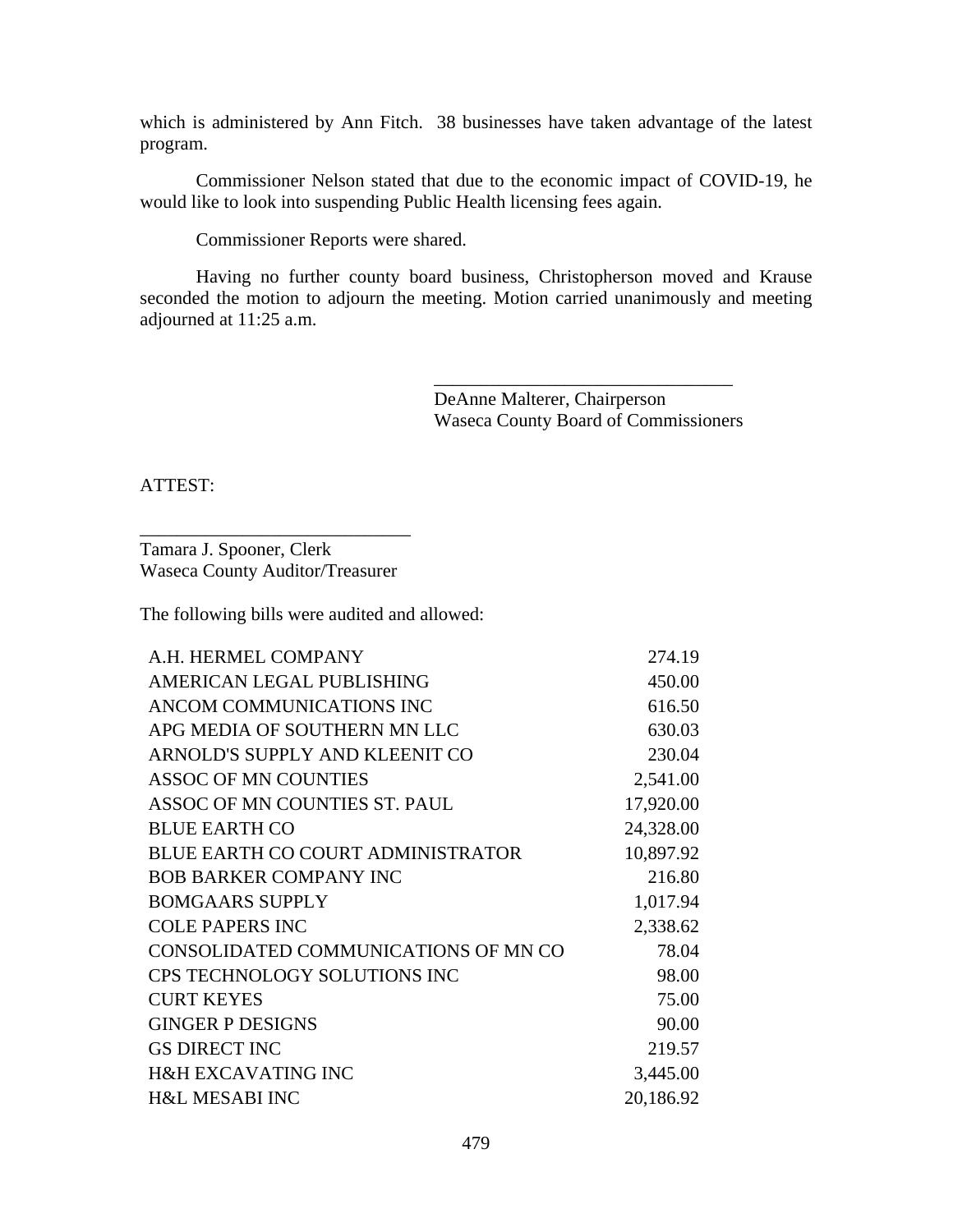which is administered by Ann Fitch. 38 businesses have taken advantage of the latest program.

Commissioner Nelson stated that due to the economic impact of COVID-19, he would like to look into suspending Public Health licensing fees again.

Commissioner Reports were shared.

Having no further county board business, Christopherson moved and Krause seconded the motion to adjourn the meeting. Motion carried unanimously and meeting adjourned at 11:25 a.m.

\_\_\_\_\_\_\_\_\_\_\_\_\_\_\_\_\_\_\_\_\_\_\_\_\_\_\_\_\_\_\_\_
DeAnne Malterer, Chairperson
Waseca County Board of Commissioners

ATTEST:

\_\_\_\_\_\_\_\_\_\_\_\_\_\_\_\_\_\_\_\_\_\_\_\_\_\_\_\_\_\_
Tamara J. Spooner, Clerk
Waseca County Auditor/Treasurer

The following bills were audited and allowed:

| | |
|---|---:|
| A.H. HERMEL COMPANY | 274.19 |
| AMERICAN LEGAL PUBLISHING | 450.00 |
| ANCOM COMMUNICATIONS INC | 616.50 |
| APG MEDIA OF SOUTHERN MN LLC | 630.03 |
| ARNOLD'S SUPPLY AND KLEENIT CO | 230.04 |
| ASSOC OF MN COUNTIES | 2,541.00 |
| ASSOC OF MN COUNTIES ST. PAUL | 17,920.00 |
| BLUE EARTH CO | 24,328.00 |
| BLUE EARTH CO COURT ADMINISTRATOR | 10,897.92 |
| BOB BARKER COMPANY INC | 216.80 |
| BOMGAARS SUPPLY | 1,017.94 |
| COLE PAPERS INC | 2,338.62 |
| CONSOLIDATED COMMUNICATIONS OF MN CO | 78.04 |
| CPS TECHNOLOGY SOLUTIONS INC | 98.00 |
| CURT KEYES | 75.00 |
| GINGER P DESIGNS | 90.00 |
| GS DIRECT INC | 219.57 |
| H&H EXCAVATING INC | 3,445.00 |
| H&L MESABI INC | 20,186.92 |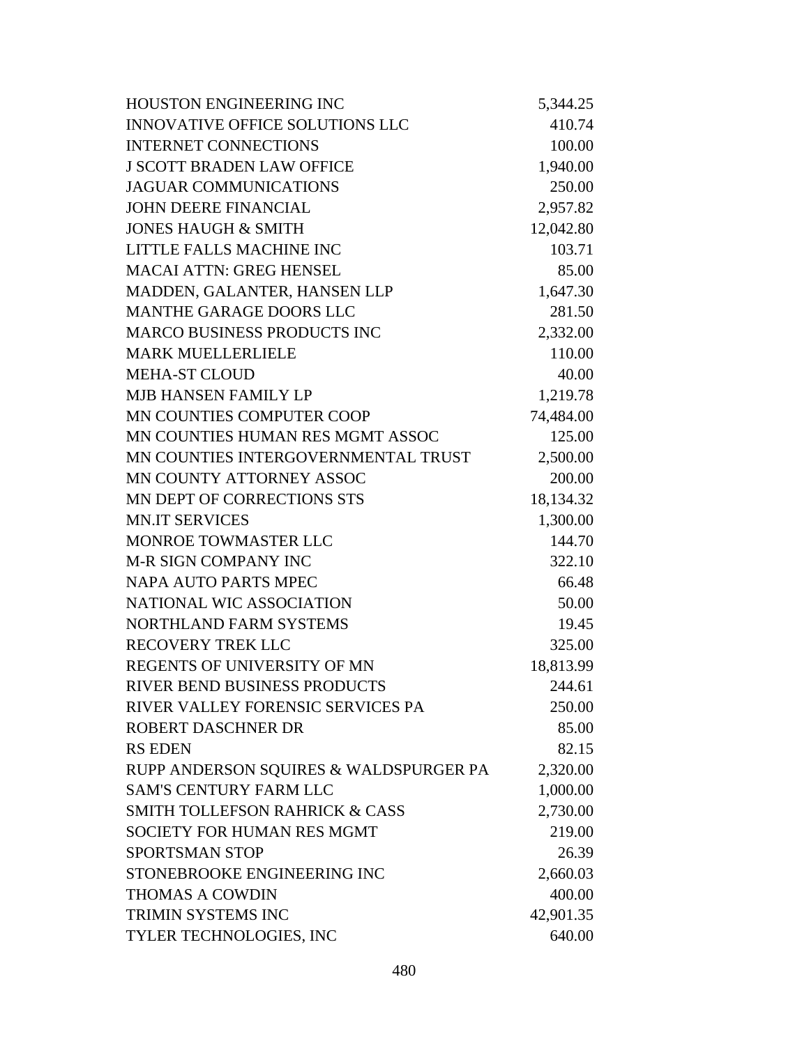| | |
|---|---|
| HOUSTON ENGINEERING INC | 5,344.25 |
| INNOVATIVE OFFICE SOLUTIONS LLC | 410.74 |
| INTERNET CONNECTIONS | 100.00 |
| J SCOTT BRADEN LAW OFFICE | 1,940.00 |
| JAGUAR COMMUNICATIONS | 250.00 |
| JOHN DEERE FINANCIAL | 2,957.82 |
| JONES HAUGH & SMITH | 12,042.80 |
| LITTLE FALLS MACHINE INC | 103.71 |
| MACAI ATTN: GREG HENSEL | 85.00 |
| MADDEN, GALANTER, HANSEN LLP | 1,647.30 |
| MANTHE GARAGE DOORS LLC | 281.50 |
| MARCO BUSINESS PRODUCTS INC | 2,332.00 |
| MARK MUELLERLIELE | 110.00 |
| MEHA-ST CLOUD | 40.00 |
| MJB HANSEN FAMILY LP | 1,219.78 |
| MN COUNTIES COMPUTER COOP | 74,484.00 |
| MN COUNTIES HUMAN RES MGMT ASSOC | 125.00 |
| MN COUNTIES INTERGOVERNMENTAL TRUST | 2,500.00 |
| MN COUNTY ATTORNEY ASSOC | 200.00 |
| MN DEPT OF CORRECTIONS STS | 18,134.32 |
| MN.IT SERVICES | 1,300.00 |
| MONROE TOWMASTER LLC | 144.70 |
| M-R SIGN COMPANY INC | 322.10 |
| NAPA AUTO PARTS MPEC | 66.48 |
| NATIONAL WIC ASSOCIATION | 50.00 |
| NORTHLAND FARM SYSTEMS | 19.45 |
| RECOVERY TREK LLC | 325.00 |
| REGENTS OF UNIVERSITY OF MN | 18,813.99 |
| RIVER BEND BUSINESS PRODUCTS | 244.61 |
| RIVER VALLEY FORENSIC SERVICES PA | 250.00 |
| ROBERT DASCHNER DR | 85.00 |
| RS EDEN | 82.15 |
| RUPP ANDERSON SQUIRES & WALDSPURGER PA | 2,320.00 |
| SAM'S CENTURY FARM LLC | 1,000.00 |
| SMITH TOLLEFSON RAHRICK & CASS | 2,730.00 |
| SOCIETY FOR HUMAN RES MGMT | 219.00 |
| SPORTSMAN STOP | 26.39 |
| STONEBROOKE ENGINEERING INC | 2,660.03 |
| THOMAS A COWDIN | 400.00 |
| TRIMIN SYSTEMS INC | 42,901.35 |
| TYLER TECHNOLOGIES, INC | 640.00 |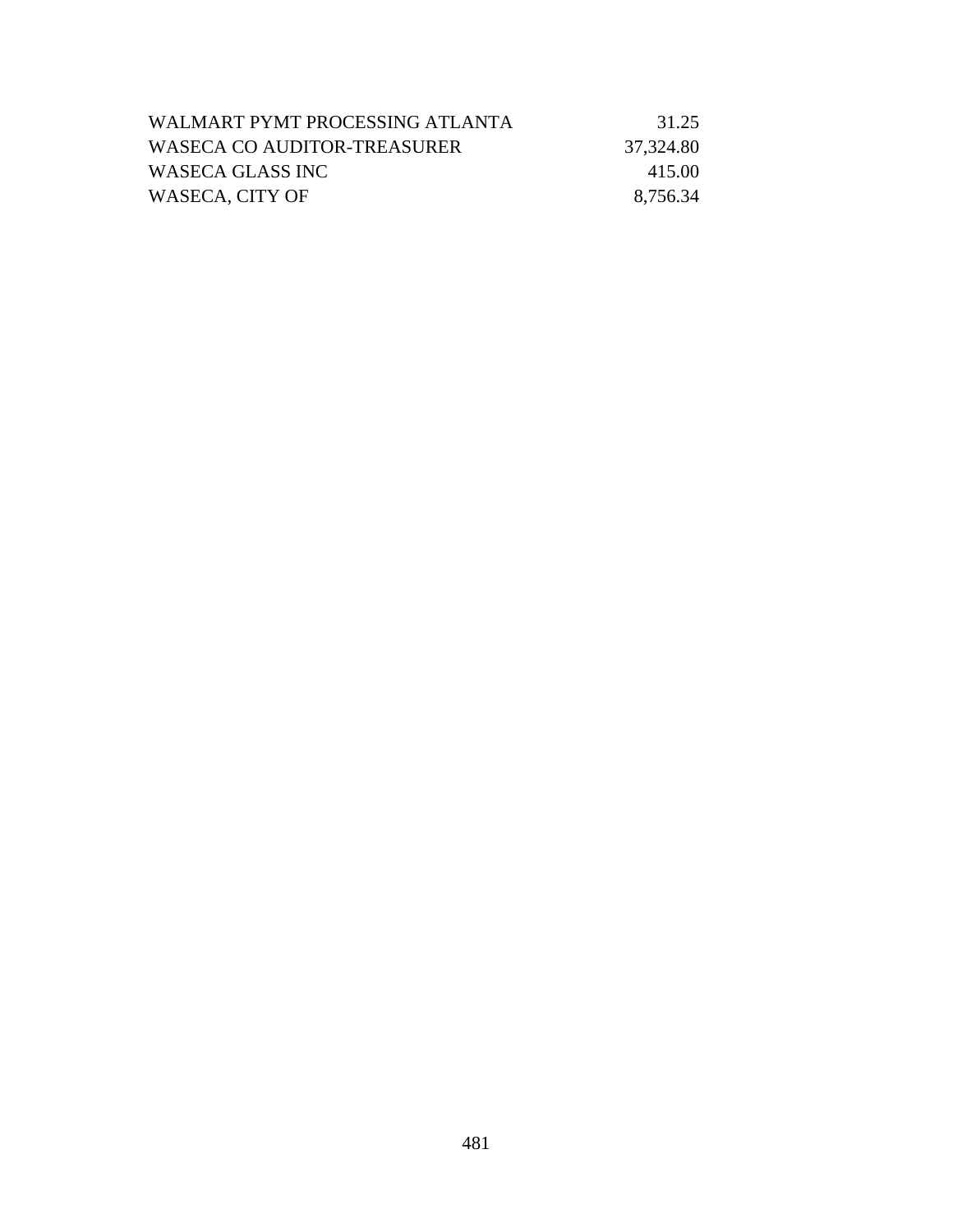| | |
|---|---|
| WALMART PYMT PROCESSING ATLANTA | 31.25 |
| WASECA CO AUDITOR-TREASURER | 37,324.80 |
| WASECA GLASS INC | 415.00 |
| WASECA, CITY OF | 8,756.34 |